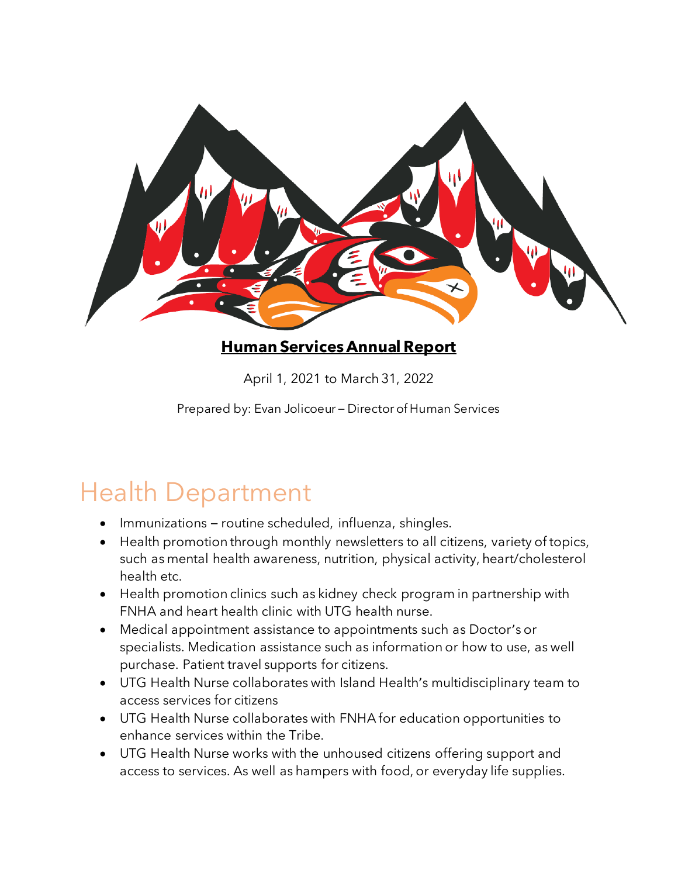**Human Services Annual Report**

April 1, 2021 to March 31, 2022

Prepared by: Evan Jolicoeur – Director of Human Services

# Health Department

- Immunizations – routine scheduled, influenza, shingles.
- Health promotion through monthly newsletters to all citizens, variety of topics, such as mental health awareness, nutrition, physical activity, heart/cholesterol health etc.
- Health promotion clinics such as kidney check program in partnership with FNHA and heart health clinic with UTG health nurse.
- Medical appointment assistance to appointments such as Doctor's or specialists. Medication assistance such as information or how to use, as well purchase. Patient travel supports for citizens.
- UTG Health Nurse collaborates with Island Health's multidisciplinary team to access services for citizens
- UTG Health Nurse collaborates with FNHA for education opportunities to enhance services within the Tribe.
- UTG Health Nurse works with the unhoused citizens offering support and access to services. As well as hampers with food, or everyday life supplies.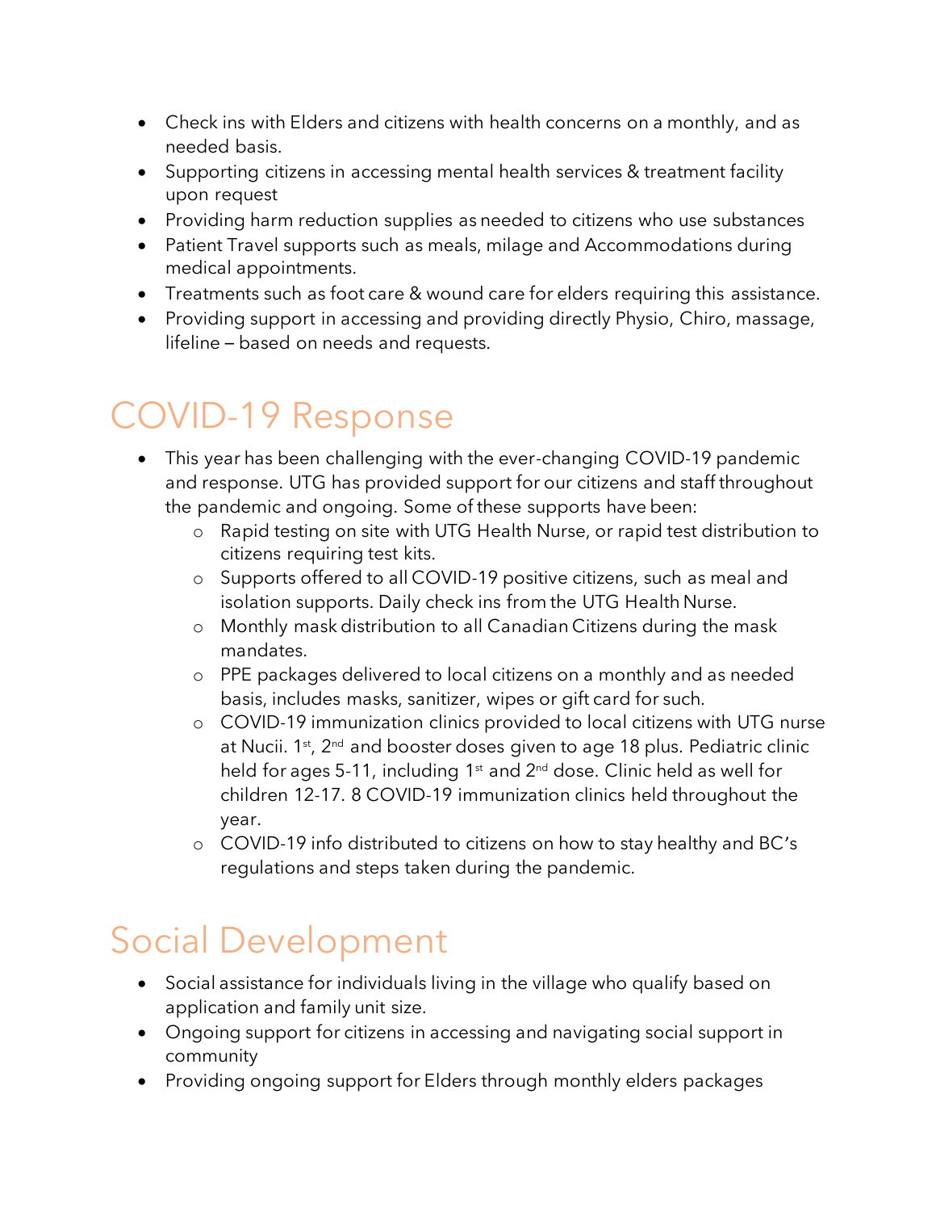- Check ins with Elders and citizens with health concerns on a monthly, and as needed basis.
- Supporting citizens in accessing mental health services & treatment facility upon request
- Providing harm reduction supplies as needed to citizens who use substances
- Patient Travel supports such as meals, milage and Accommodations during medical appointments.
- Treatments such as foot care & wound care for elders requiring this assistance.
- Providing support in accessing and providing directly Physio, Chiro, massage, lifeline – based on needs and requests.

# COVID-19 Response

- This year has been challenging with the ever-changing COVID-19 pandemic and response. UTG has provided support for our citizens and staff throughout the pandemic and ongoing. Some of these supports have been:
    - Rapid testing on site with UTG Health Nurse, or rapid test distribution to citizens requiring test kits.
    - Supports offered to all COVID-19 positive citizens, such as meal and isolation supports. Daily check ins from the UTG Health Nurse.
    - Monthly mask distribution to all Canadian Citizens during the mask mandates.
    - PPE packages delivered to local citizens on a monthly and as needed basis, includes masks, sanitizer, wipes or gift card for such.
    - COVID-19 immunization clinics provided to local citizens with UTG nurse at Nucii. 1st, 2nd and booster doses given to age 18 plus. Pediatric clinic held for ages 5-11, including 1st and 2nd dose. Clinic held as well for children 12-17. 8 COVID-19 immunization clinics held throughout the year.
    - COVID-19 info distributed to citizens on how to stay healthy and BC's regulations and steps taken during the pandemic.

# Social Development

- Social assistance for individuals living in the village who qualify based on application and family unit size.
- Ongoing support for citizens in accessing and navigating social support in community
- Providing ongoing support for Elders through monthly elders packages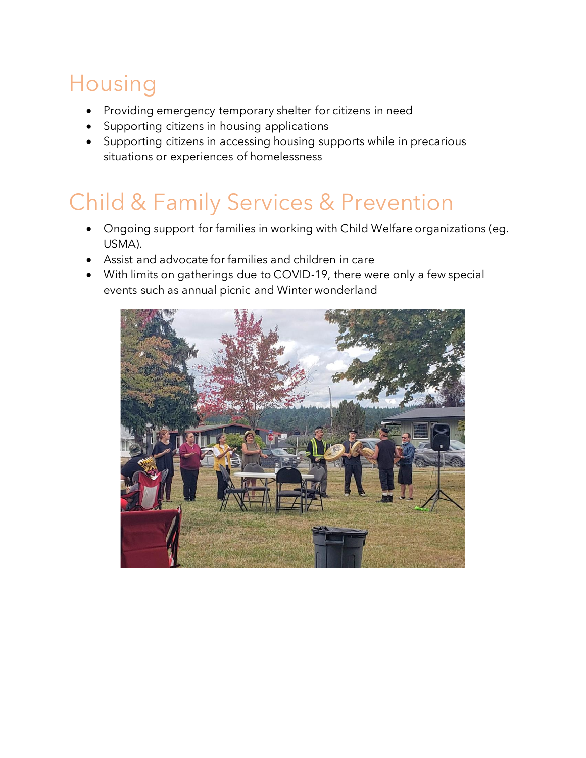# Housing

- Providing emergency temporary shelter for citizens in need
- Supporting citizens in housing applications
- Supporting citizens in accessing housing supports while in precarious situations or experiences of homelessness

# Child & Family Services & Prevention

- Ongoing support for families in working with Child Welfare organizations (eg. USMA).
- Assist and advocate for families and children in care
- With limits on gatherings due to COVID-19, there were only a few special events such as annual picnic and Winter wonderland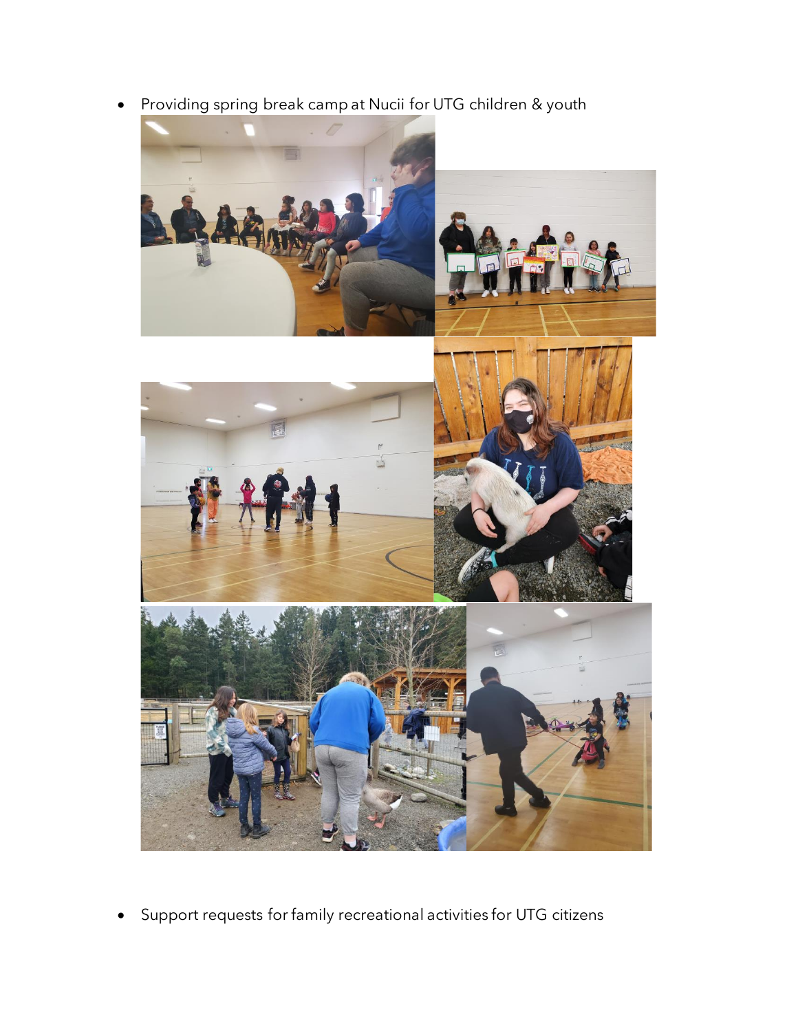- Providing spring break camp at Nucii for UTG children & youth

- Support requests for family recreational activities for UTG citizens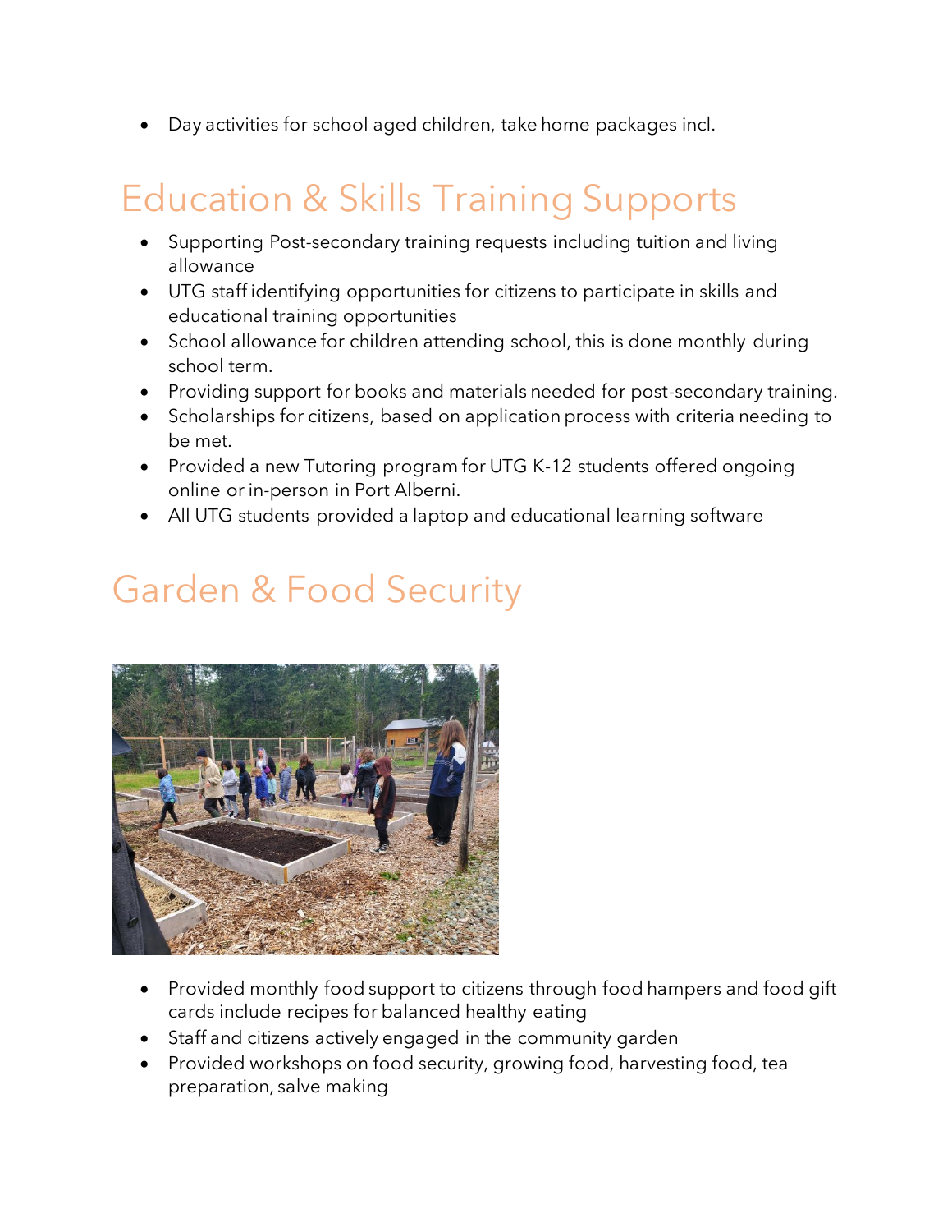- Day activities for school aged children, take home packages incl.

# Education & Skills Training Supports

- Supporting Post-secondary training requests including tuition and living allowance
- UTG staff identifying opportunities for citizens to participate in skills and educational training opportunities
- School allowance for children attending school, this is done monthly during school term.
- Providing support for books and materials needed for post-secondary training.
- Scholarships for citizens, based on application process with criteria needing to be met.
- Provided a new Tutoring program for UTG K-12 students offered ongoing online or in-person in Port Alberni.
- All UTG students provided a laptop and educational learning software

# Garden & Food Security

- Provided monthly food support to citizens through food hampers and food gift cards include recipes for balanced healthy eating
- Staff and citizens actively engaged in the community garden
- Provided workshops on food security, growing food, harvesting food, tea preparation, salve making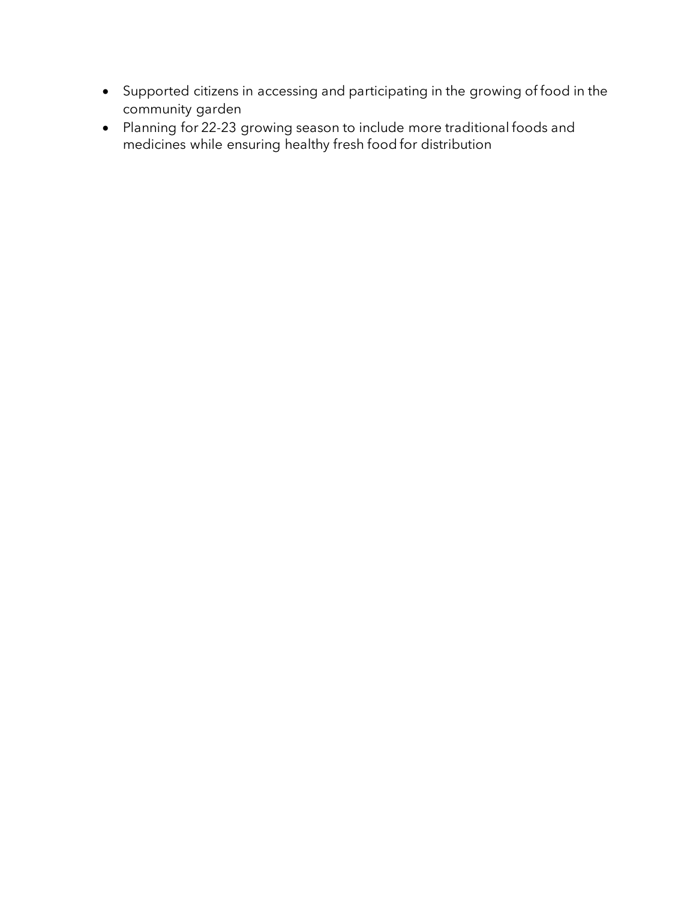- Supported citizens in accessing and participating in the growing of food in the community garden
- Planning for 22-23 growing season to include more traditional foods and medicines while ensuring healthy fresh food for distribution